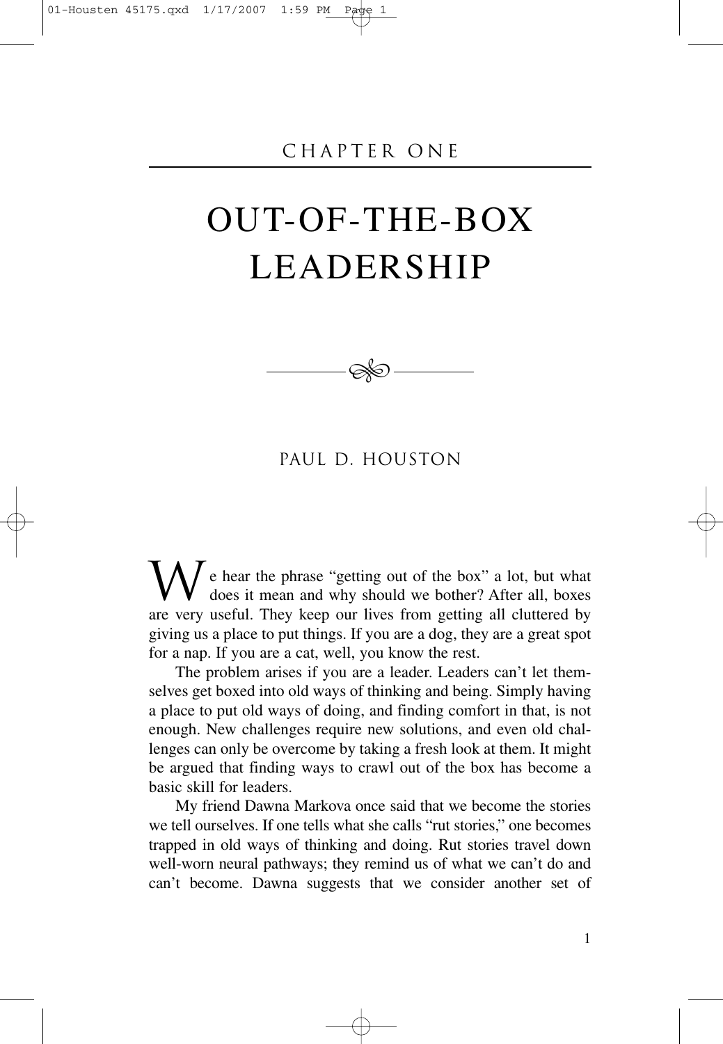CHAPTER ONE

# OUT-OF-THE-BOX LEADERSHIP

PAUL D. HOUSTON

We hear the phrase "getting out of the box" a lot, but what does it mean and why should we bother? After all, boxes are very useful. They keep our lives from getting all cluttered by giving us a place to put things. If you are a dog, they are a great spot for a nap. If you are a cat, well, you know the rest.

The problem arises if you are a leader. Leaders can't let themselves get boxed into old ways of thinking and being. Simply having a place to put old ways of doing, and finding comfort in that, is not enough. New challenges require new solutions, and even old challenges can only be overcome by taking a fresh look at them. It might be argued that finding ways to crawl out of the box has become a basic skill for leaders.

My friend Dawna Markova once said that we become the stories we tell ourselves. If one tells what she calls "rut stories," one becomes trapped in old ways of thinking and doing. Rut stories travel down well-worn neural pathways; they remind us of what we can't do and can't become. Dawna suggests that we consider another set of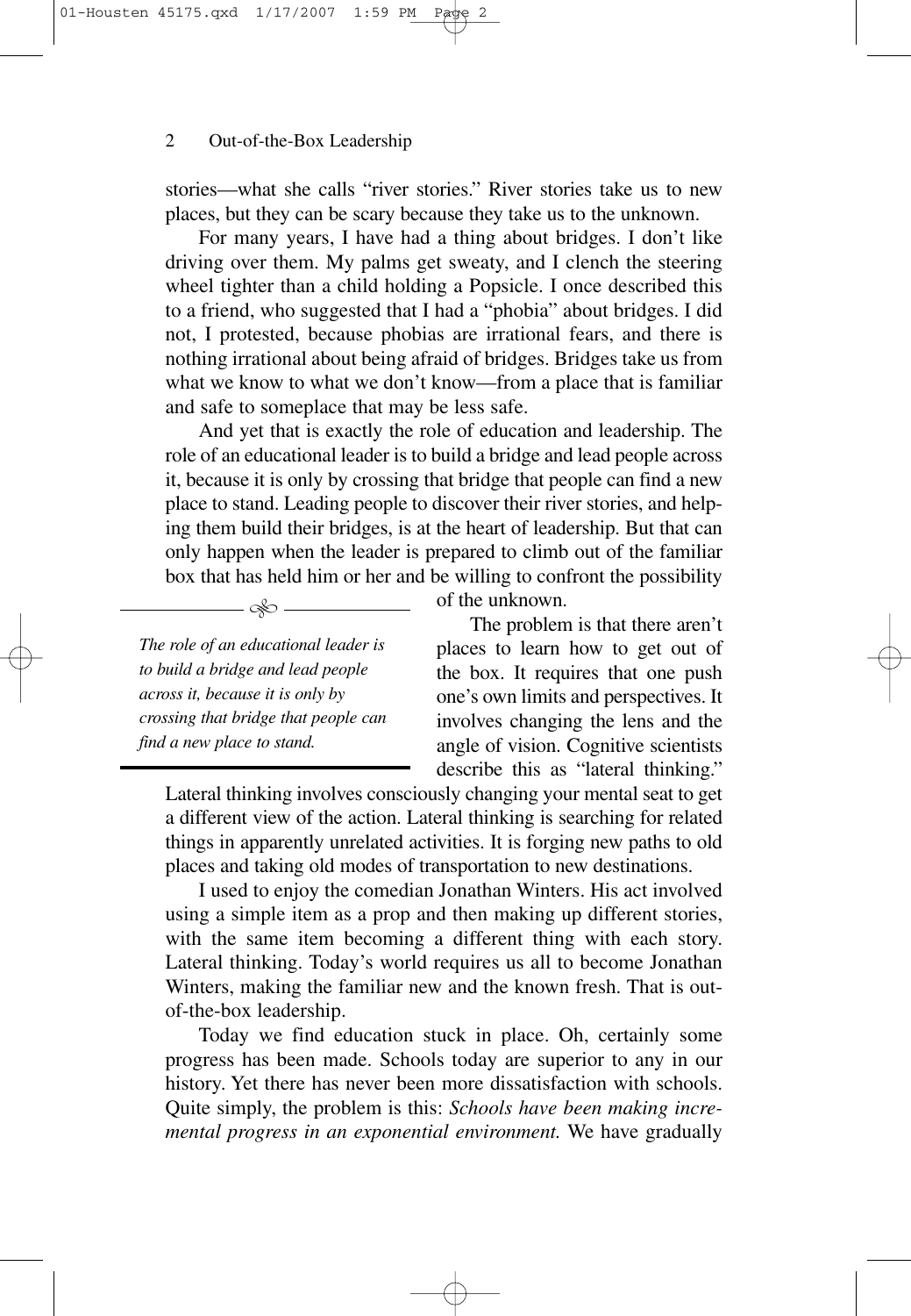stories—what she calls "river stories." River stories take us to new places, but they can be scary because they take us to the unknown.

For many years, I have had a thing about bridges. I don't like driving over them. My palms get sweaty, and I clench the steering wheel tighter than a child holding a Popsicle. I once described this to a friend, who suggested that I had a "phobia" about bridges. I did not, I protested, because phobias are irrational fears, and there is nothing irrational about being afraid of bridges. Bridges take us from what we know to what we don't know—from a place that is familiar and safe to someplace that may be less safe.

And yet that is exactly the role of education and leadership. The role of an educational leader is to build a bridge and lead people across it, because it is only by crossing that bridge that people can find a new place to stand. Leading people to discover their river stories, and helping them build their bridges, is at the heart of leadership. But that can only happen when the leader is prepared to climb out of the familiar box that has held him or her and be willing to confront the possibility of the unknown.

> *The role of an educational leader is to build a bridge and lead people across it, because it is only by crossing that bridge that people can find a new place to stand.*

The problem is that there aren't places to learn how to get out of the box. It requires that one push one's own limits and perspectives. It involves changing the lens and the angle of vision. Cognitive scientists describe this as "lateral thinking." Lateral thinking involves consciously changing your mental seat to get a different view of the action. Lateral thinking is searching for related things in apparently unrelated activities. It is forging new paths to old places and taking old modes of transportation to new destinations.

I used to enjoy the comedian Jonathan Winters. His act involved using a simple item as a prop and then making up different stories, with the same item becoming a different thing with each story. Lateral thinking. Today's world requires us all to become Jonathan Winters, making the familiar new and the known fresh. That is out-of-the-box leadership.

Today we find education stuck in place. Oh, certainly some progress has been made. Schools today are superior to any in our history. Yet there has never been more dissatisfaction with schools. Quite simply, the problem is this: *Schools have been making incremental progress in an exponential environment.* We have gradually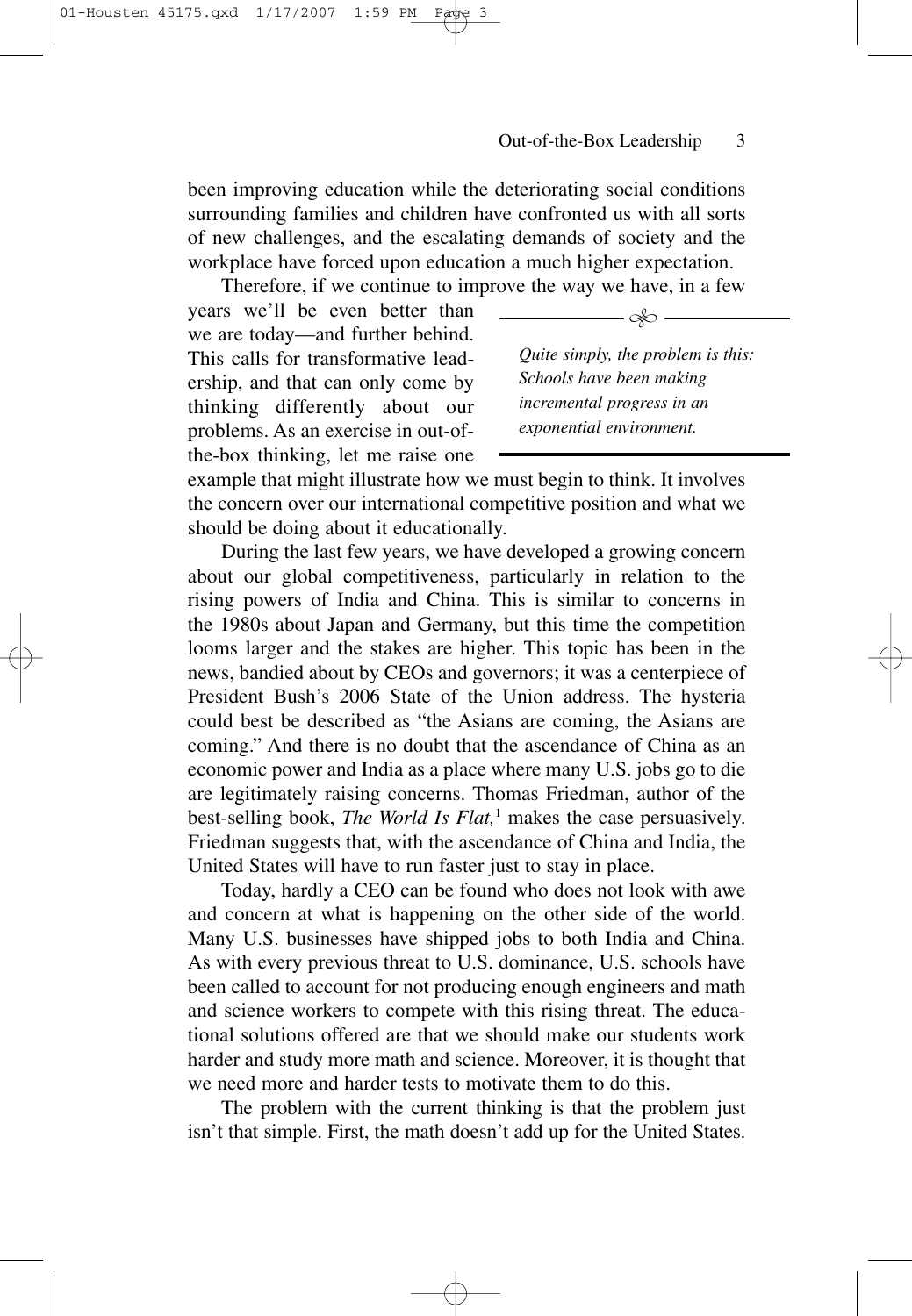been improving education while the deteriorating social conditions surrounding families and children have confronted us with all sorts of new challenges, and the escalating demands of society and the workplace have forced upon education a much higher expectation.

Therefore, if we continue to improve the way we have, in a few years we'll be even better than we are today—and further behind. This calls for transformative leadership, and that can only come by thinking differently about our problems. As an exercise in out-of-the-box thinking, let me raise one example that might illustrate how we must begin to think. It involves the concern over our international competitive position and what we should be doing about it educationally.

> *Quite simply, the problem is this: Schools have been making incremental progress in an exponential environment.*

During the last few years, we have developed a growing concern about our global competitiveness, particularly in relation to the rising powers of India and China. This is similar to concerns in the 1980s about Japan and Germany, but this time the competition looms larger and the stakes are higher. This topic has been in the news, bandied about by CEOs and governors; it was a centerpiece of President Bush's 2006 State of the Union address. The hysteria could best be described as "the Asians are coming, the Asians are coming." And there is no doubt that the ascendance of China as an economic power and India as a place where many U.S. jobs go to die are legitimately raising concerns. Thomas Friedman, author of the best-selling book, *The World Is Flat,*[1] makes the case persuasively. Friedman suggests that, with the ascendance of China and India, the United States will have to run faster just to stay in place.

Today, hardly a CEO can be found who does not look with awe and concern at what is happening on the other side of the world. Many U.S. businesses have shipped jobs to both India and China. As with every previous threat to U.S. dominance, U.S. schools have been called to account for not producing enough engineers and math and science workers to compete with this rising threat. The educational solutions offered are that we should make our students work harder and study more math and science. Moreover, it is thought that we need more and harder tests to motivate them to do this.

The problem with the current thinking is that the problem just isn't that simple. First, the math doesn't add up for the United States.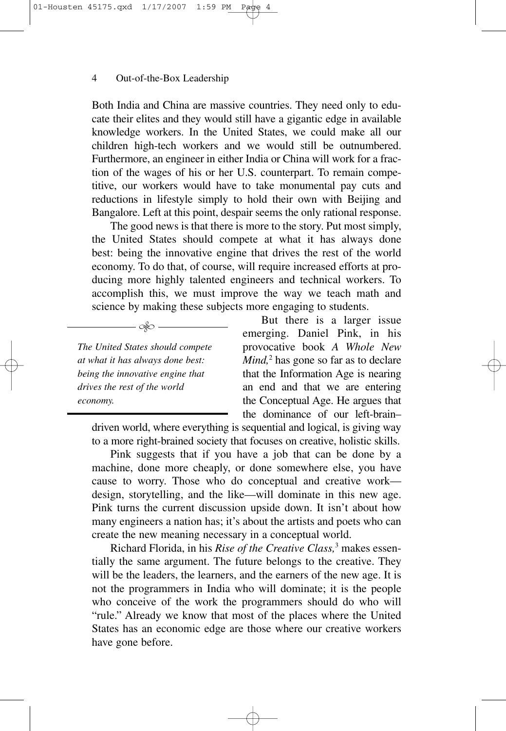Both India and China are massive countries. They need only to educate their elites and they would still have a gigantic edge in available knowledge workers. In the United States, we could make all our children high-tech workers and we would still be outnumbered. Furthermore, an engineer in either India or China will work for a fraction of the wages of his or her U.S. counterpart. To remain competitive, our workers would have to take monumental pay cuts and reductions in lifestyle simply to hold their own with Beijing and Bangalore. Left at this point, despair seems the only rational response.

The good news is that there is more to the story. Put most simply, the United States should compete at what it has always done best: being the innovative engine that drives the rest of the world economy. To do that, of course, will require increased efforts at producing more highly talented engineers and technical workers. To accomplish this, we must improve the way we teach math and science by making these subjects more engaging to students.

> *The United States should compete at what it has always done best: being the innovative engine that drives the rest of the world economy.*

But there is a larger issue emerging. Daniel Pink, in his provocative book *A Whole New Mind,*[2] has gone so far as to declare that the Information Age is nearing an end and that we are entering the Conceptual Age. He argues that the dominance of our left-brain–driven world, where everything is sequential and logical, is giving way to a more right-brained society that focuses on creative, holistic skills.

Pink suggests that if you have a job that can be done by a machine, done more cheaply, or done somewhere else, you have cause to worry. Those who do conceptual and creative work—design, storytelling, and the like—will dominate in this new age. Pink turns the current discussion upside down. It isn't about how many engineers a nation has; it's about the artists and poets who can create the new meaning necessary in a conceptual world.

Richard Florida, in his *Rise of the Creative Class,*[3] makes essentially the same argument. The future belongs to the creative. They will be the leaders, the learners, and the earners of the new age. It is not the programmers in India who will dominate; it is the people who conceive of the work the programmers should do who will "rule." Already we know that most of the places where the United States has an economic edge are those where our creative workers have gone before.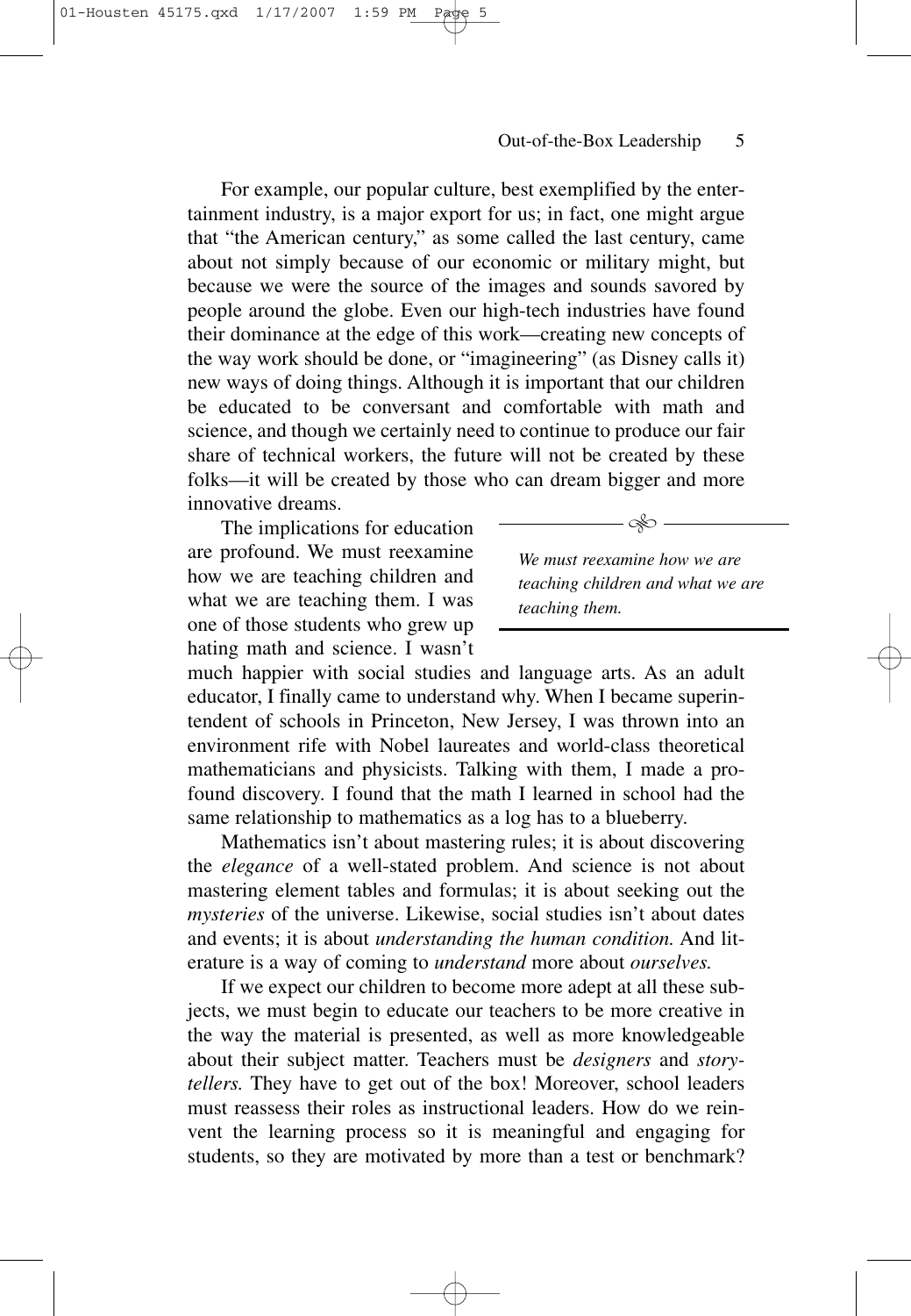For example, our popular culture, best exemplified by the entertainment industry, is a major export for us; in fact, one might argue that "the American century," as some called the last century, came about not simply because of our economic or military might, but because we were the source of the images and sounds savored by people around the globe. Even our high-tech industries have found their dominance at the edge of this work—creating new concepts of the way work should be done, or "imagineering" (as Disney calls it) new ways of doing things. Although it is important that our children be educated to be conversant and comfortable with math and science, and though we certainly need to continue to produce our fair share of technical workers, the future will not be created by these folks—it will be created by those who can dream bigger and more innovative dreams.

> *We must reexamine how we are teaching children and what we are teaching them.*

The implications for education are profound. We must reexamine how we are teaching children and what we are teaching them. I was one of those students who grew up hating math and science. I wasn't much happier with social studies and language arts. As an adult educator, I finally came to understand why. When I became superintendent of schools in Princeton, New Jersey, I was thrown into an environment rife with Nobel laureates and world-class theoretical mathematicians and physicists. Talking with them, I made a profound discovery. I found that the math I learned in school had the same relationship to mathematics as a log has to a blueberry.

Mathematics isn't about mastering rules; it is about discovering the *elegance* of a well-stated problem. And science is not about mastering element tables and formulas; it is about seeking out the *mysteries* of the universe. Likewise, social studies isn't about dates and events; it is about *understanding the human condition.* And literature is a way of coming to *understand* more about *ourselves.*

If we expect our children to become more adept at all these subjects, we must begin to educate our teachers to be more creative in the way the material is presented, as well as more knowledgeable about their subject matter. Teachers must be *designers* and *storytellers.* They have to get out of the box! Moreover, school leaders must reassess their roles as instructional leaders. How do we reinvent the learning process so it is meaningful and engaging for students, so they are motivated by more than a test or benchmark?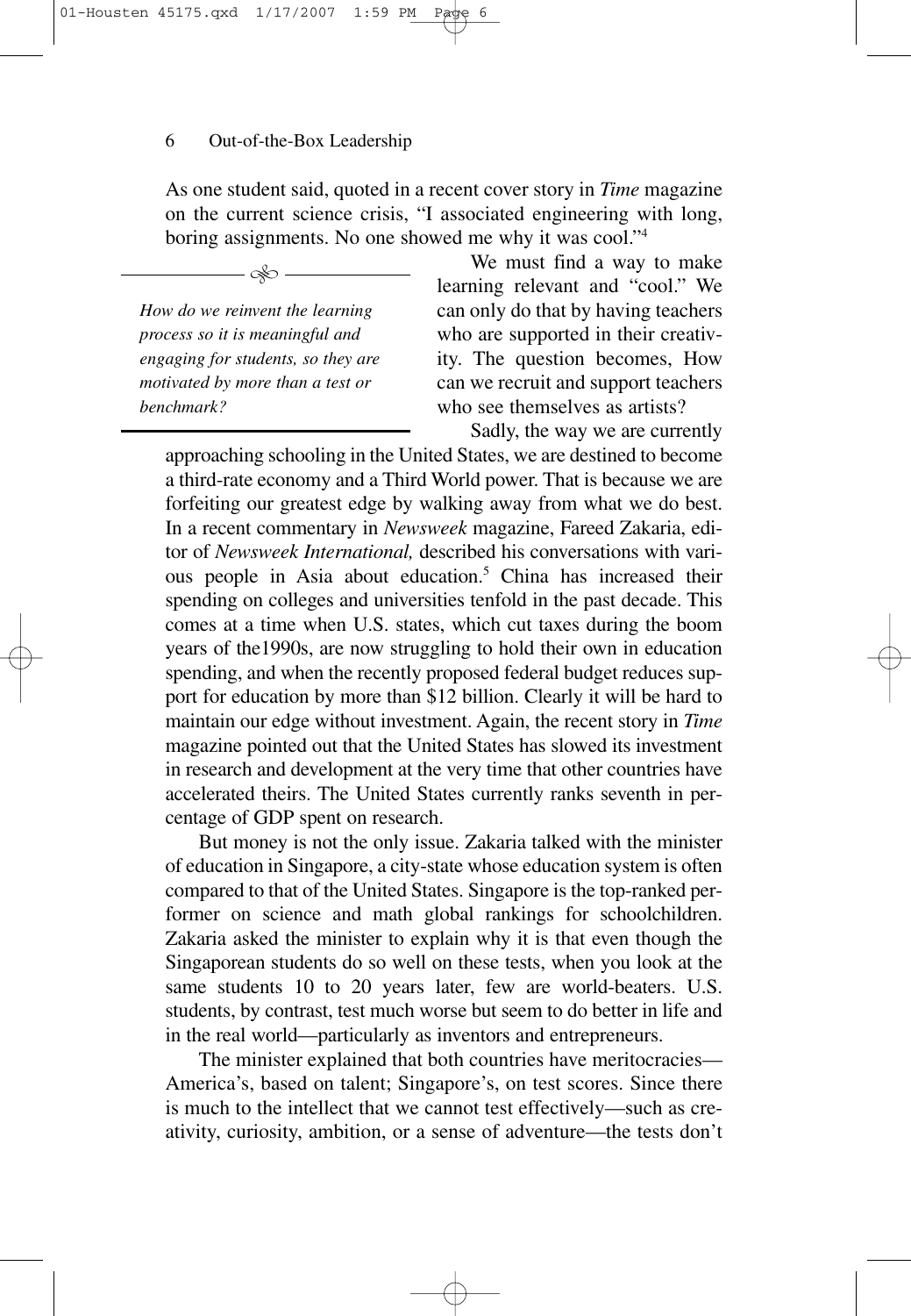As one student said, quoted in a recent cover story in *Time* magazine on the current science crisis, "I associated engineering with long, boring assignments. No one showed me why it was cool."[4]

> *How do we reinvent the learning process so it is meaningful and engaging for students, so they are motivated by more than a test or benchmark?*

We must find a way to make learning relevant and "cool." We can only do that by having teachers who are supported in their creativity. The question becomes, How can we recruit and support teachers who see themselves as artists?

Sadly, the way we are currently approaching schooling in the United States, we are destined to become a third-rate economy and a Third World power. That is because we are forfeiting our greatest edge by walking away from what we do best. In a recent commentary in *Newsweek* magazine, Fareed Zakaria, editor of *Newsweek International,* described his conversations with various people in Asia about education.[5] China has increased their spending on colleges and universities tenfold in the past decade. This comes at a time when U.S. states, which cut taxes during the boom years of the1990s, are now struggling to hold their own in education spending, and when the recently proposed federal budget reduces support for education by more than $12 billion. Clearly it will be hard to maintain our edge without investment. Again, the recent story in *Time* magazine pointed out that the United States has slowed its investment in research and development at the very time that other countries have accelerated theirs. The United States currently ranks seventh in percentage of GDP spent on research.

But money is not the only issue. Zakaria talked with the minister of education in Singapore, a city-state whose education system is often compared to that of the United States. Singapore is the top-ranked performer on science and math global rankings for schoolchildren. Zakaria asked the minister to explain why it is that even though the Singaporean students do so well on these tests, when you look at the same students 10 to 20 years later, few are world-beaters. U.S. students, by contrast, test much worse but seem to do better in life and in the real world—particularly as inventors and entrepreneurs.

The minister explained that both countries have meritocracies—America's, based on talent; Singapore's, on test scores. Since there is much to the intellect that we cannot test effectively—such as creativity, curiosity, ambition, or a sense of adventure—the tests don't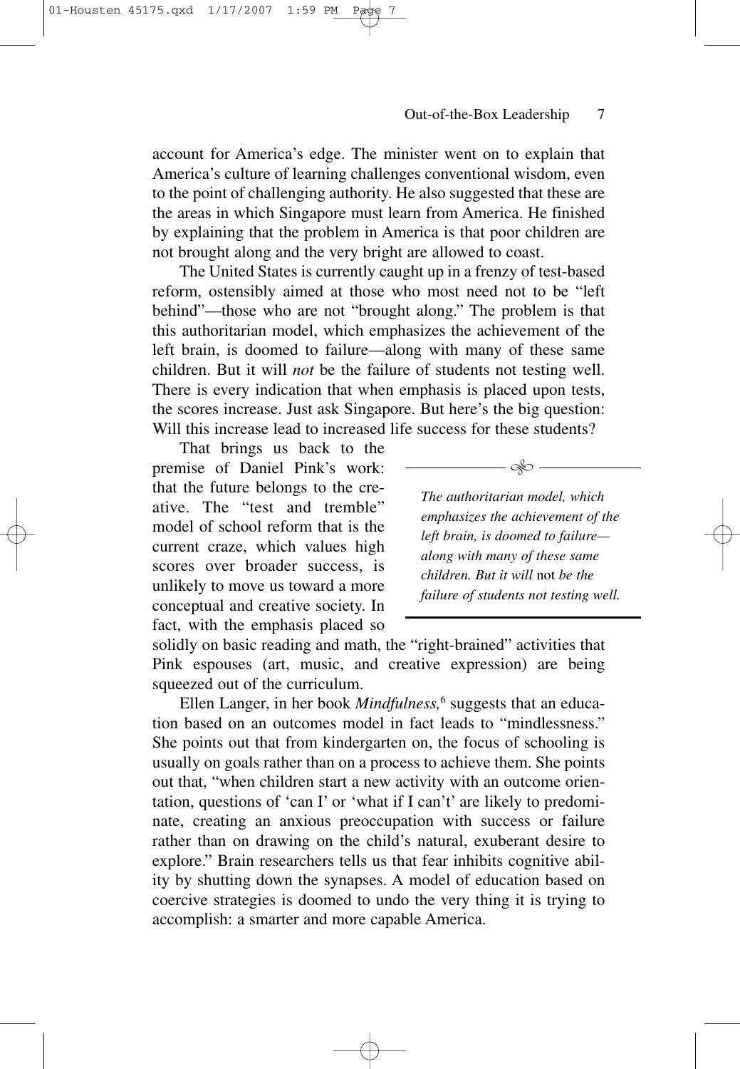account for America's edge. The minister went on to explain that America's culture of learning challenges conventional wisdom, even to the point of challenging authority. He also suggested that these are the areas in which Singapore must learn from America. He finished by explaining that the problem in America is that poor children are not brought along and the very bright are allowed to coast.

The United States is currently caught up in a frenzy of test-based reform, ostensibly aimed at those who most need not to be "left behind"—those who are not "brought along." The problem is that this authoritarian model, which emphasizes the achievement of the left brain, is doomed to failure—along with many of these same children. But it will *not* be the failure of students not testing well. There is every indication that when emphasis is placed upon tests, the scores increase. Just ask Singapore. But here's the big question: Will this increase lead to increased life success for these students?

That brings us back to the premise of Daniel Pink's work: that the future belongs to the creative. The "test and tremble" model of school reform that is the current craze, which values high scores over broader success, is unlikely to move us toward a more conceptual and creative society. In fact, with the emphasis placed so solidly on basic reading and math, the "right-brained" activities that Pink espouses (art, music, and creative expression) are being squeezed out of the curriculum.

> *The authoritarian model, which emphasizes the achievement of the left brain, is doomed to failure—along with many of these same children. But it will* not *be the failure of students not testing well.*

Ellen Langer, in her book *Mindfulness,*[6] suggests that an education based on an outcomes model in fact leads to "mindlessness." She points out that from kindergarten on, the focus of schooling is usually on goals rather than on a process to achieve them. She points out that, "when children start a new activity with an outcome orientation, questions of 'can I' or 'what if I can't' are likely to predominate, creating an anxious preoccupation with success or failure rather than on drawing on the child's natural, exuberant desire to explore." Brain researchers tells us that fear inhibits cognitive ability by shutting down the synapses. A model of education based on coercive strategies is doomed to undo the very thing it is trying to accomplish: a smarter and more capable America.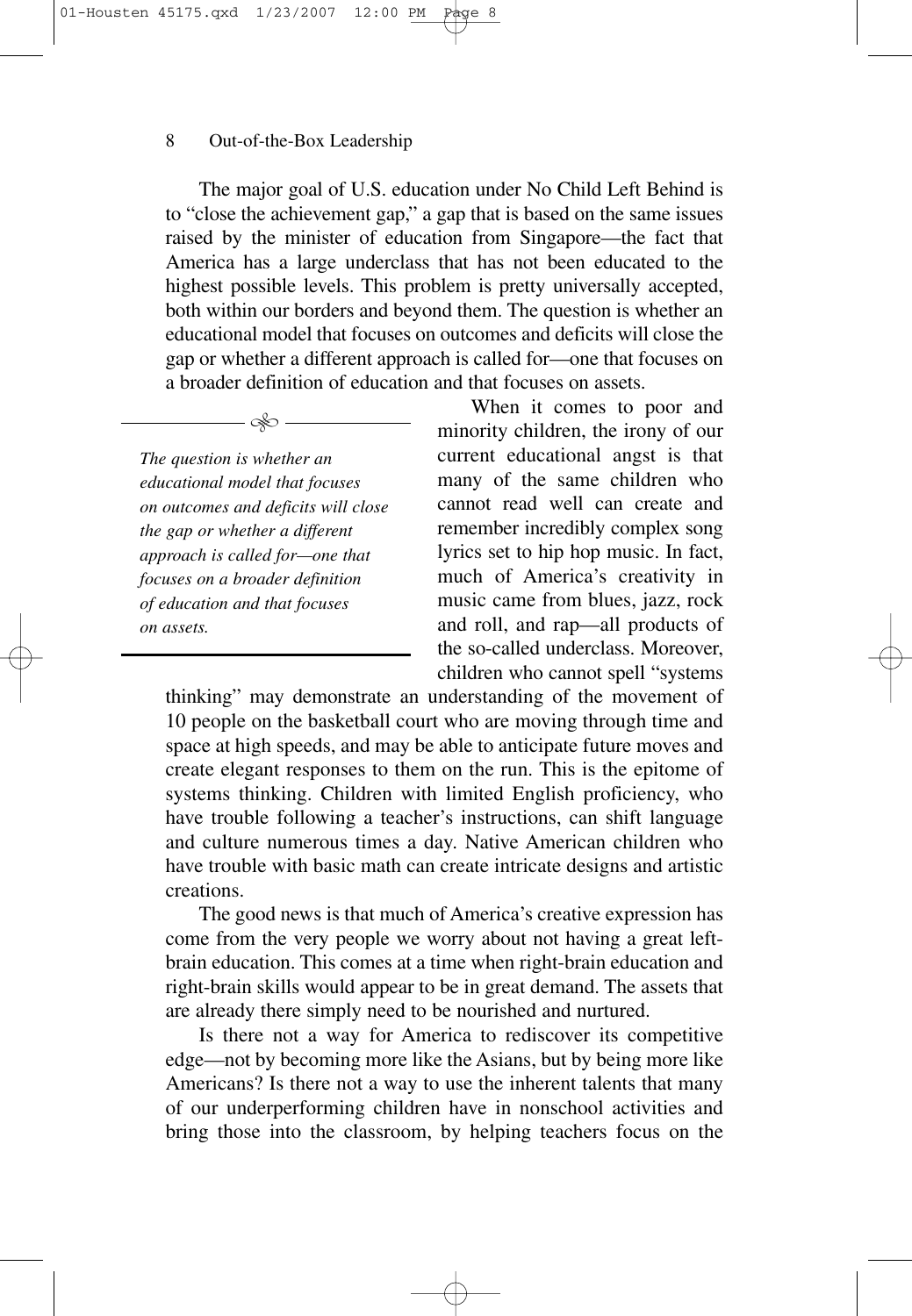The major goal of U.S. education under No Child Left Behind is to "close the achievement gap," a gap that is based on the same issues raised by the minister of education from Singapore—the fact that America has a large underclass that has not been educated to the highest possible levels. This problem is pretty universally accepted, both within our borders and beyond them. The question is whether an educational model that focuses on outcomes and deficits will close the gap or whether a different approach is called for—one that focuses on a broader definition of education and that focuses on assets.

> *The question is whether an educational model that focuses on outcomes and deficits will close the gap or whether a different approach is called for—one that focuses on a broader definition of education and that focuses on assets.*

When it comes to poor and minority children, the irony of our current educational angst is that many of the same children who cannot read well can create and remember incredibly complex song lyrics set to hip hop music. In fact, much of America's creativity in music came from blues, jazz, rock and roll, and rap—all products of the so-called underclass. Moreover, children who cannot spell "systems thinking" may demonstrate an understanding of the movement of 10 people on the basketball court who are moving through time and space at high speeds, and may be able to anticipate future moves and create elegant responses to them on the run. This is the epitome of systems thinking. Children with limited English proficiency, who have trouble following a teacher's instructions, can shift language and culture numerous times a day. Native American children who have trouble with basic math can create intricate designs and artistic creations.

The good news is that much of America's creative expression has come from the very people we worry about not having a great left-brain education. This comes at a time when right-brain education and right-brain skills would appear to be in great demand. The assets that are already there simply need to be nourished and nurtured.

Is there not a way for America to rediscover its competitive edge—not by becoming more like the Asians, but by being more like Americans? Is there not a way to use the inherent talents that many of our underperforming children have in nonschool activities and bring those into the classroom, by helping teachers focus on the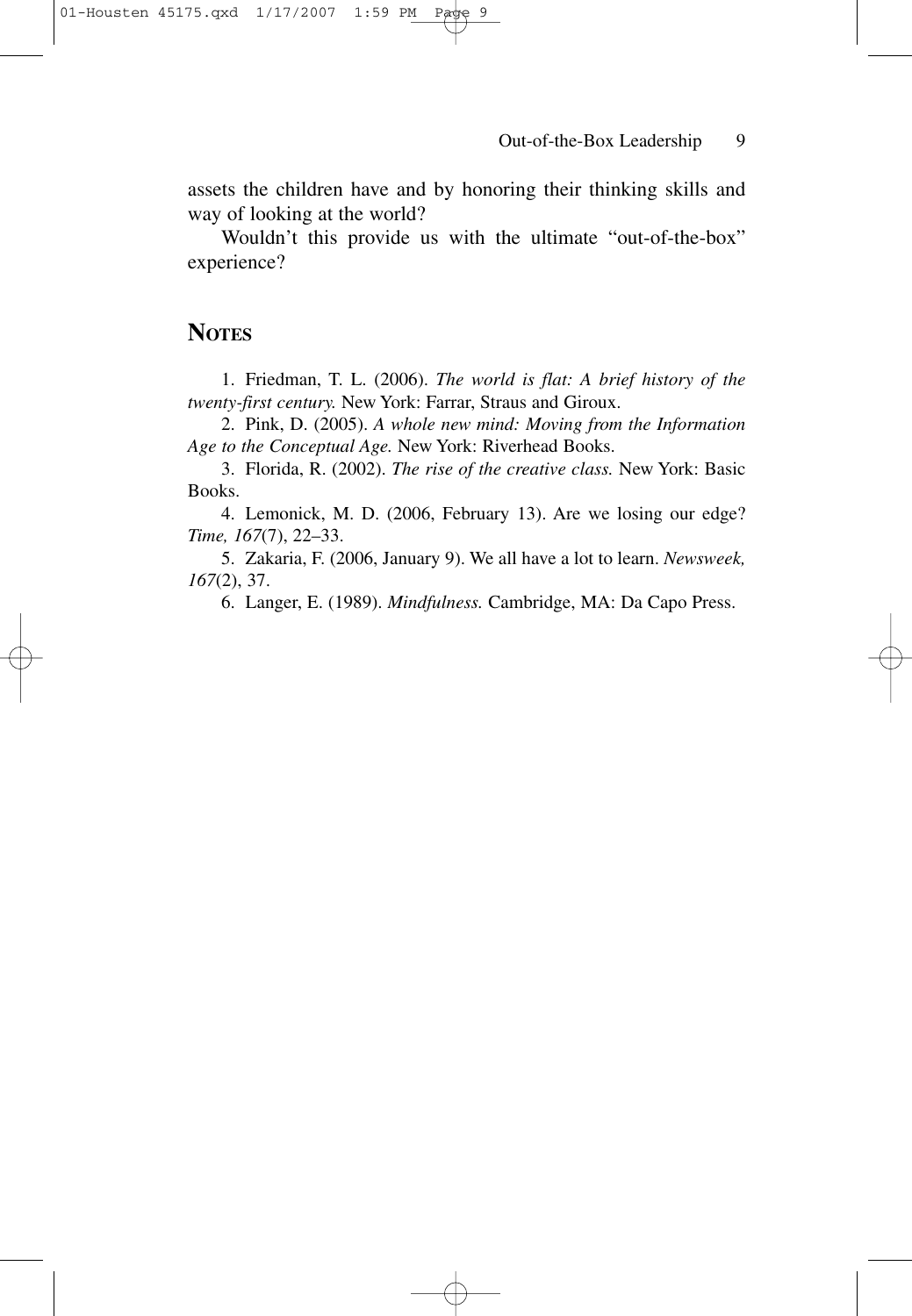assets the children have and by honoring their thinking skills and way of looking at the world?

Wouldn't this provide us with the ultimate "out-of-the-box" experience?

## NOTES

1. Friedman, T. L. (2006). *The world is flat: A brief history of the twenty-first century.* New York: Farrar, Straus and Giroux.

2. Pink, D. (2005). *A whole new mind: Moving from the Information Age to the Conceptual Age.* New York: Riverhead Books.

3. Florida, R. (2002). *The rise of the creative class.* New York: Basic Books.

4. Lemonick, M. D. (2006, February 13). Are we losing our edge? *Time, 167*(7), 22–33.

5. Zakaria, F. (2006, January 9). We all have a lot to learn. *Newsweek, 167*(2), 37.

6. Langer, E. (1989). *Mindfulness.* Cambridge, MA: Da Capo Press.